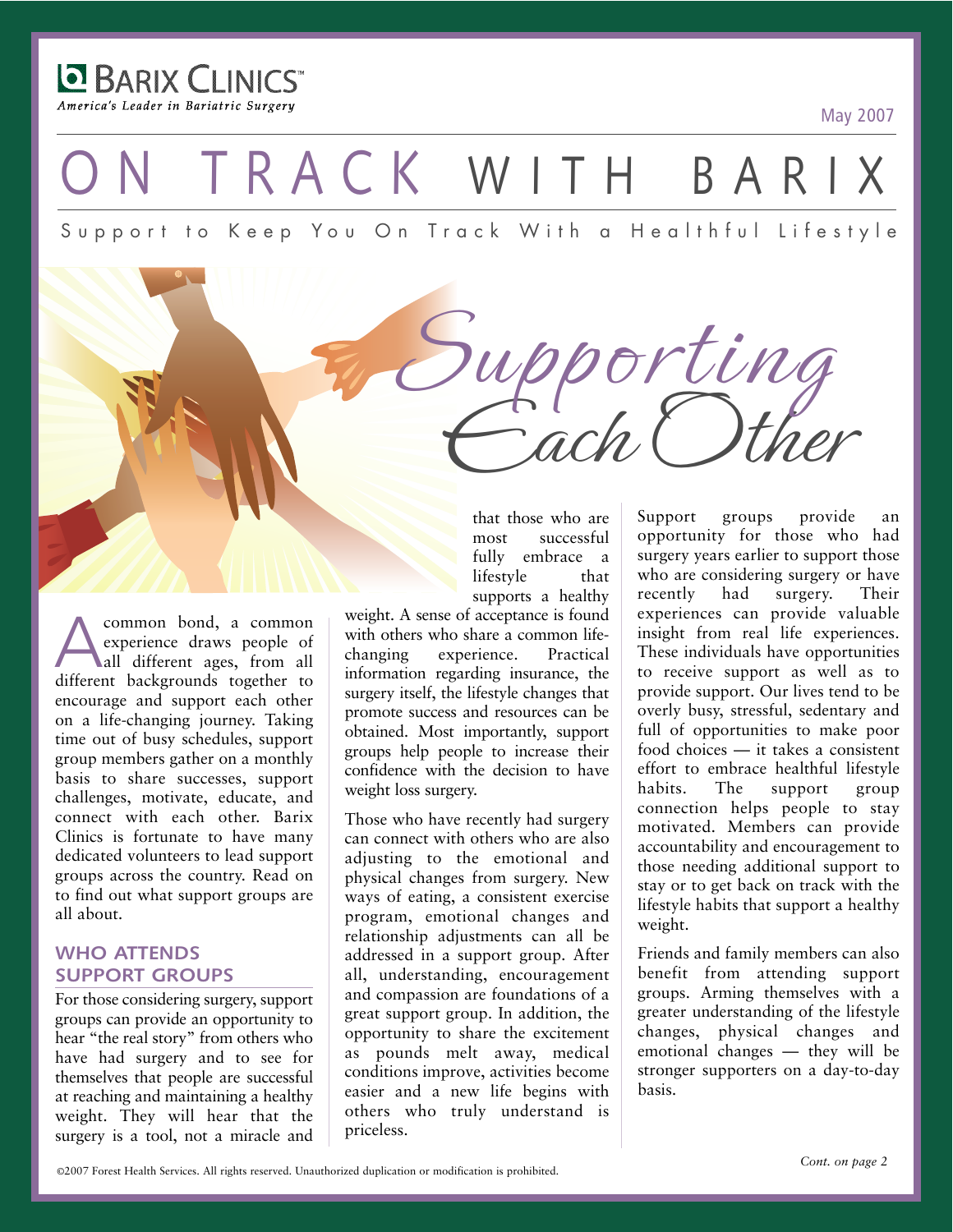**BARIX CLINICS™**
*America's Leader in Bariatric Surgery*

May 2007

# ON TRACK WITH BARIX

Support to Keep You On Track With a Healthful Lifestyle

## *Supporting Each Other*

A common bond, a common experience draws people of all different ages, from all different backgrounds together to encourage and support each other on a life-changing journey. Taking time out of busy schedules, support group members gather on a monthly basis to share successes, support challenges, motivate, educate, and connect with each other. Barix Clinics is fortunate to have many dedicated volunteers to lead support groups across the country. Read on to find out what support groups are all about.

### WHO ATTENDS SUPPORT GROUPS

For those considering surgery, support groups can provide an opportunity to hear "the real story" from others who have had surgery and to see for themselves that people are successful at reaching and maintaining a healthy weight. They will hear that the surgery is a tool, not a miracle and that those who are most successful fully embrace a lifestyle that supports a healthy weight. A sense of acceptance is found with others who share a common life-changing experience. Practical information regarding insurance, the surgery itself, the lifestyle changes that promote success and resources can be obtained. Most importantly, support groups help people to increase their confidence with the decision to have weight loss surgery.

Those who have recently had surgery can connect with others who are also adjusting to the emotional and physical changes from surgery. New ways of eating, a consistent exercise program, emotional changes and relationship adjustments can all be addressed in a support group. After all, understanding, encouragement and compassion are foundations of a great support group. In addition, the opportunity to share the excitement as pounds melt away, medical conditions improve, activities become easier and a new life begins with others who truly understand is priceless.

Support groups provide an opportunity for those who had surgery years earlier to support those who are considering surgery or have recently had surgery. Their experiences can provide valuable insight from real life experiences. These individuals have opportunities to receive support as well as to provide support. Our lives tend to be overly busy, stressful, sedentary and full of opportunities to make poor food choices — it takes a consistent effort to embrace healthful lifestyle habits. The support group connection helps people to stay motivated. Members can provide accountability and encouragement to those needing additional support to stay or to get back on track with the lifestyle habits that support a healthy weight.

Friends and family members can also benefit from attending support groups. Arming themselves with a greater understanding of the lifestyle changes, physical changes and emotional changes — they will be stronger supporters on a day-to-day basis.

*Cont. on page 2*

©2007 Forest Health Services. All rights reserved. Unauthorized duplication or modification is prohibited.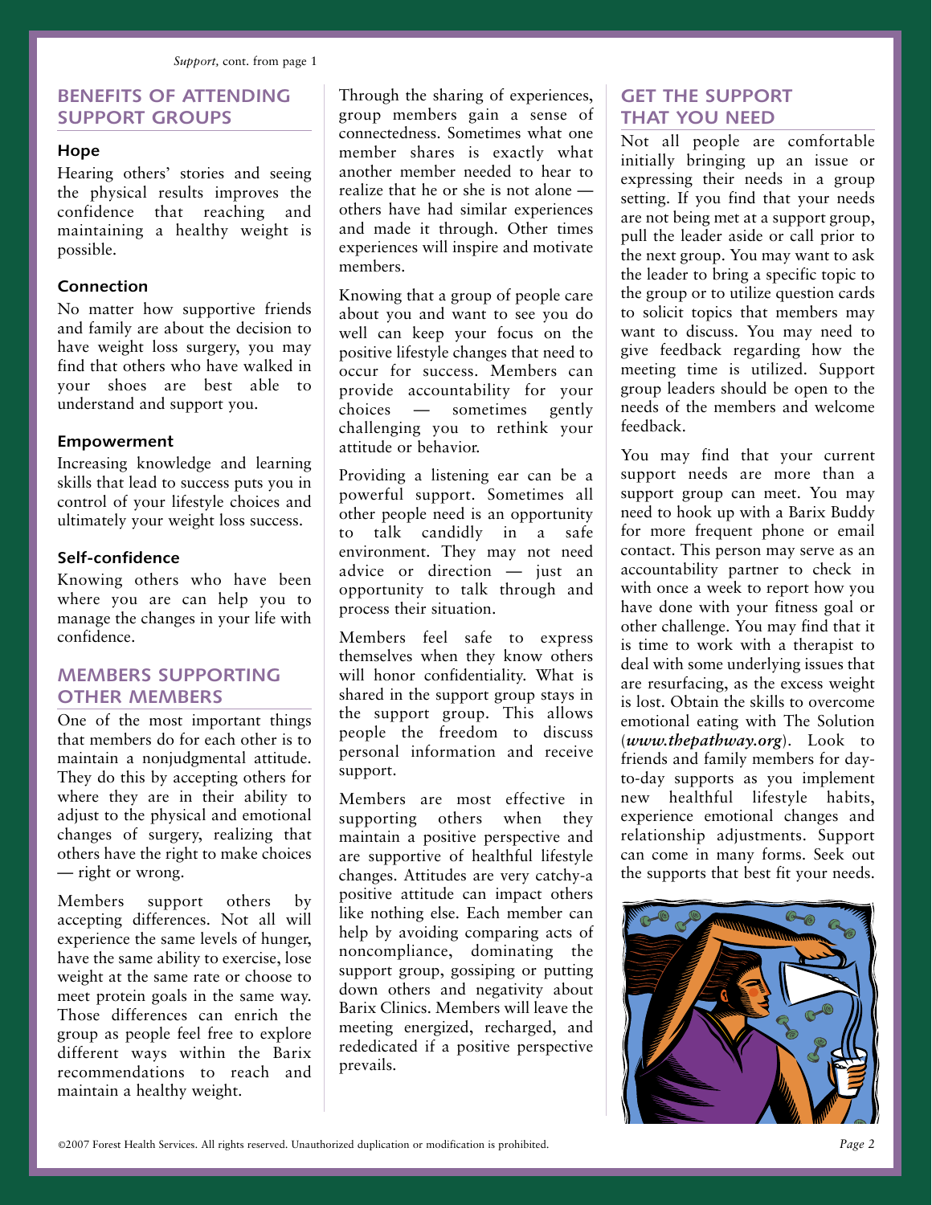*Support,* cont. from page 1

## BENEFITS OF ATTENDING SUPPORT GROUPS

### Hope

Hearing others' stories and seeing the physical results improves the confidence that reaching and maintaining a healthy weight is possible.

### Connection

No matter how supportive friends and family are about the decision to have weight loss surgery, you may find that others who have walked in your shoes are best able to understand and support you.

### Empowerment

Increasing knowledge and learning skills that lead to success puts you in control of your lifestyle choices and ultimately your weight loss success.

### Self-confidence

Knowing others who have been where you are can help you to manage the changes in your life with confidence.

## MEMBERS SUPPORTING OTHER MEMBERS

One of the most important things that members do for each other is to maintain a nonjudgmental attitude. They do this by accepting others for where they are in their ability to adjust to the physical and emotional changes of surgery, realizing that others have the right to make choices — right or wrong.

Members support others by accepting differences. Not all will experience the same levels of hunger, have the same ability to exercise, lose weight at the same rate or choose to meet protein goals in the same way. Those differences can enrich the group as people feel free to explore different ways within the Barix recommendations to reach and maintain a healthy weight.

Through the sharing of experiences, group members gain a sense of connectedness. Sometimes what one member shares is exactly what another member needed to hear to realize that he or she is not alone — others have had similar experiences and made it through. Other times experiences will inspire and motivate members.

Knowing that a group of people care about you and want to see you do well can keep your focus on the positive lifestyle changes that need to occur for success. Members can provide accountability for your choices — sometimes gently challenging you to rethink your attitude or behavior.

Providing a listening ear can be a powerful support. Sometimes all other people need is an opportunity to talk candidly in a safe environment. They may not need advice or direction — just an opportunity to talk through and process their situation.

Members feel safe to express themselves when they know others will honor confidentiality. What is shared in the support group stays in the support group. This allows people the freedom to discuss personal information and receive support.

Members are most effective in supporting others when they maintain a positive perspective and are supportive of healthful lifestyle changes. Attitudes are very catchy-a positive attitude can impact others like nothing else. Each member can help by avoiding comparing acts of noncompliance, dominating the support group, gossiping or putting down others and negativity about Barix Clinics. Members will leave the meeting energized, recharged, and rededicated if a positive perspective prevails.

## GET THE SUPPORT THAT YOU NEED

Not all people are comfortable initially bringing up an issue or expressing their needs in a group setting. If you find that your needs are not being met at a support group, pull the leader aside or call prior to the next group. You may want to ask the leader to bring a specific topic to the group or to utilize question cards to solicit topics that members may want to discuss. You may need to give feedback regarding how the meeting time is utilized. Support group leaders should be open to the needs of the members and welcome feedback.

You may find that your current support needs are more than a support group can meet. You may need to hook up with a Barix Buddy for more frequent phone or email contact. This person may serve as an accountability partner to check in with once a week to report how you have done with your fitness goal or other challenge. You may find that it is time to work with a therapist to deal with some underlying issues that are resurfacing, as the excess weight is lost. Obtain the skills to overcome emotional eating with The Solution (***www.thepathway.org***). Look to friends and family members for day-to-day supports as you implement new healthful lifestyle habits, experience emotional changes and relationship adjustments. Support can come in many forms. Seek out the supports that best fit your needs.

©2007 Forest Health Services. All rights reserved. Unauthorized duplication or modification is prohibited.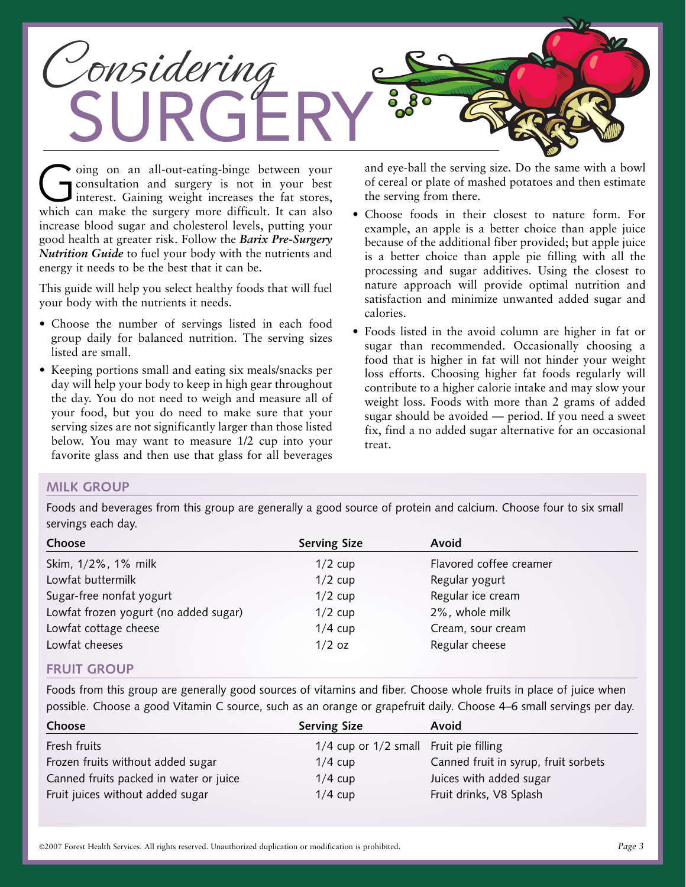# Considering SURGERY

Going on an all-out-eating-binge between your consultation and surgery is not in your best interest. Gaining weight increases the fat stores, which can make the surgery more difficult. It can also increase blood sugar and cholesterol levels, putting your good health at greater risk. Follow the ***Barix Pre-Surgery Nutrition Guide*** to fuel your body with the nutrients and energy it needs to be the best that it can be.

This guide will help you select healthy foods that will fuel your body with the nutrients it needs.

- Choose the number of servings listed in each food group daily for balanced nutrition. The serving sizes listed are small.
- Keeping portions small and eating six meals/snacks per day will help your body to keep in high gear throughout the day. You do not need to weigh and measure all of your food, but you do need to make sure that your serving sizes are not significantly larger than those listed below. You may want to measure 1/2 cup into your favorite glass and then use that glass for all beverages and eye-ball the serving size. Do the same with a bowl of cereal or plate of mashed potatoes and then estimate the serving from there.
- Choose foods in their closest to nature form. For example, an apple is a better choice than apple juice because of the additional fiber provided; but apple juice is a better choice than apple pie filling with all the processing and sugar additives. Using the closest to nature approach will provide optimal nutrition and satisfaction and minimize unwanted added sugar and calories.
- Foods listed in the avoid column are higher in fat or sugar than recommended. Occasionally choosing a food that is higher in fat will not hinder your weight loss efforts. Choosing higher fat foods regularly will contribute to a higher calorie intake and may slow your weight loss. Foods with more than 2 grams of added sugar should be avoided — period. If you need a sweet fix, find a no added sugar alternative for an occasional treat.

## MILK GROUP

Foods and beverages from this group are generally a good source of protein and calcium. Choose four to six small servings each day.

| Choose | Serving Size | Avoid |
|---|---|---|
| Skim, 1/2%, 1% milk | 1/2 cup | Flavored coffee creamer |
| Lowfat buttermilk | 1/2 cup | Regular yogurt |
| Sugar-free nonfat yogurt | 1/2 cup | Regular ice cream |
| Lowfat frozen yogurt (no added sugar) | 1/2 cup | 2%, whole milk |
| Lowfat cottage cheese | 1/4 cup | Cream, sour cream |
| Lowfat cheeses | 1/2 oz | Regular cheese |

## FRUIT GROUP

Foods from this group are generally good sources of vitamins and fiber. Choose whole fruits in place of juice when possible. Choose a good Vitamin C source, such as an orange or grapefruit daily. Choose 4–6 small servings per day.

| Choose | Serving Size | Avoid |
|---|---|---|
| Fresh fruits | 1/4 cup or 1/2 small | Fruit pie filling |
| Frozen fruits without added sugar | 1/4 cup | Canned fruit in syrup, fruit sorbets |
| Canned fruits packed in water or juice | 1/4 cup | Juices with added sugar |
| Fruit juices without added sugar | 1/4 cup | Fruit drinks, V8 Splash |

©2007 Forest Health Services. All rights reserved. Unauthorized duplication or modification is prohibited.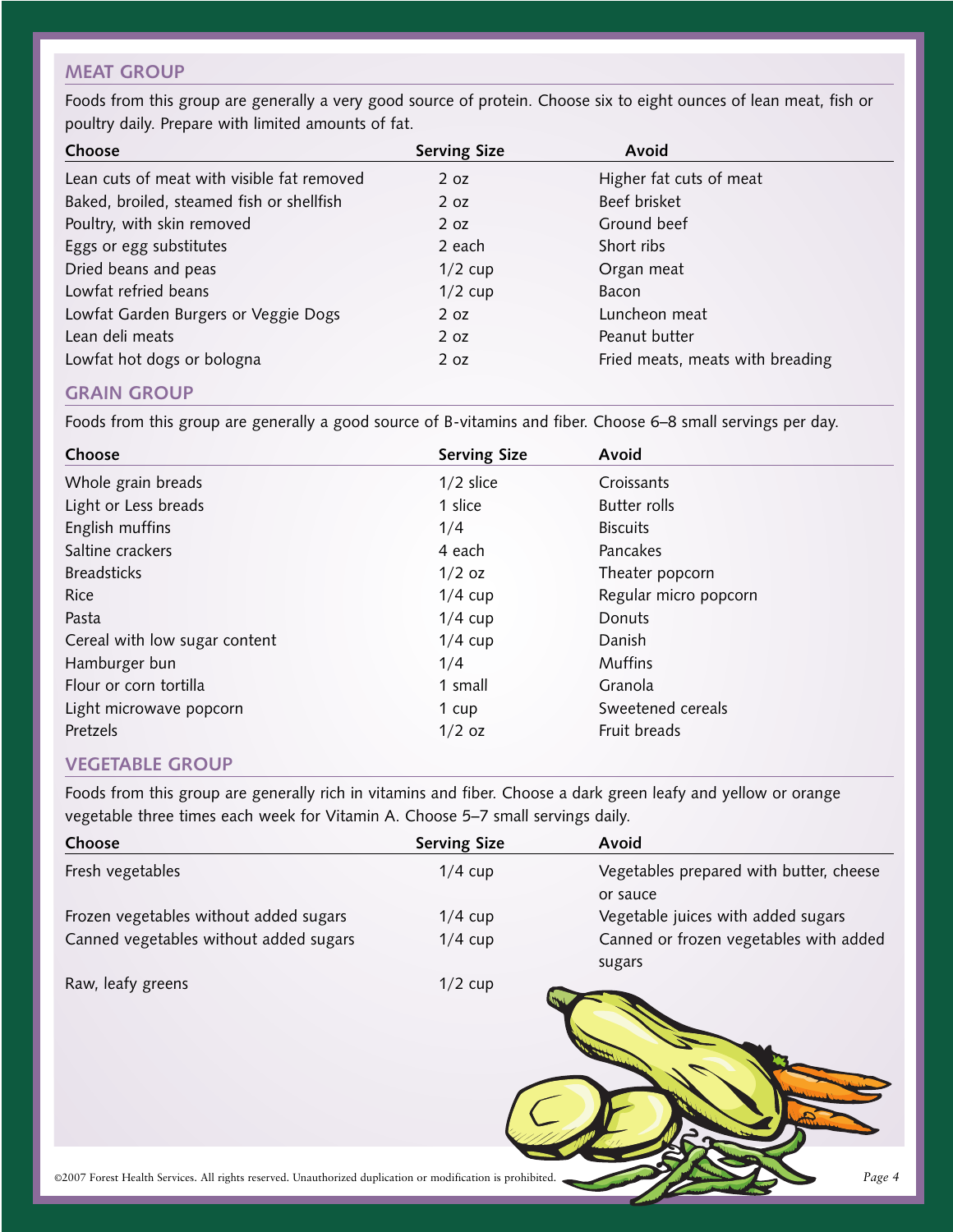## MEAT GROUP

Foods from this group are generally a very good source of protein. Choose six to eight ounces of lean meat, fish or poultry daily. Prepare with limited amounts of fat.

| Choose | Serving Size | Avoid |
|---|---|---|
| Lean cuts of meat with visible fat removed | 2 oz | Higher fat cuts of meat |
| Baked, broiled, steamed fish or shellfish | 2 oz | Beef brisket |
| Poultry, with skin removed | 2 oz | Ground beef |
| Eggs or egg substitutes | 2 each | Short ribs |
| Dried beans and peas | 1/2 cup | Organ meat |
| Lowfat refried beans | 1/2 cup | Bacon |
| Lowfat Garden Burgers or Veggie Dogs | 2 oz | Luncheon meat |
| Lean deli meats | 2 oz | Peanut butter |
| Lowfat hot dogs or bologna | 2 oz | Fried meats, meats with breading |

## GRAIN GROUP

Foods from this group are generally a good source of B-vitamins and fiber. Choose 6–8 small servings per day.

| Choose | Serving Size | Avoid |
|---|---|---|
| Whole grain breads | 1/2 slice | Croissants |
| Light or Less breads | 1 slice | Butter rolls |
| English muffins | 1/4 | Biscuits |
| Saltine crackers | 4 each | Pancakes |
| Breadsticks | 1/2 oz | Theater popcorn |
| Rice | 1/4 cup | Regular micro popcorn |
| Pasta | 1/4 cup | Donuts |
| Cereal with low sugar content | 1/4 cup | Danish |
| Hamburger bun | 1/4 | Muffins |
| Flour or corn tortilla | 1 small | Granola |
| Light microwave popcorn | 1 cup | Sweetened cereals |
| Pretzels | 1/2 oz | Fruit breads |

## VEGETABLE GROUP

Foods from this group are generally rich in vitamins and fiber. Choose a dark green leafy and yellow or orange vegetable three times each week for Vitamin A. Choose 5–7 small servings daily.

| Choose | Serving Size | Avoid |
|---|---|---|
| Fresh vegetables | 1/4 cup | Vegetables prepared with butter, cheese or sauce |
| Frozen vegetables without added sugars | 1/4 cup | Vegetable juices with added sugars |
| Canned vegetables without added sugars | 1/4 cup | Canned or frozen vegetables with added sugars |
| Raw, leafy greens | 1/2 cup | |

©2007 Forest Health Services. All rights reserved. Unauthorized duplication or modification is prohibited.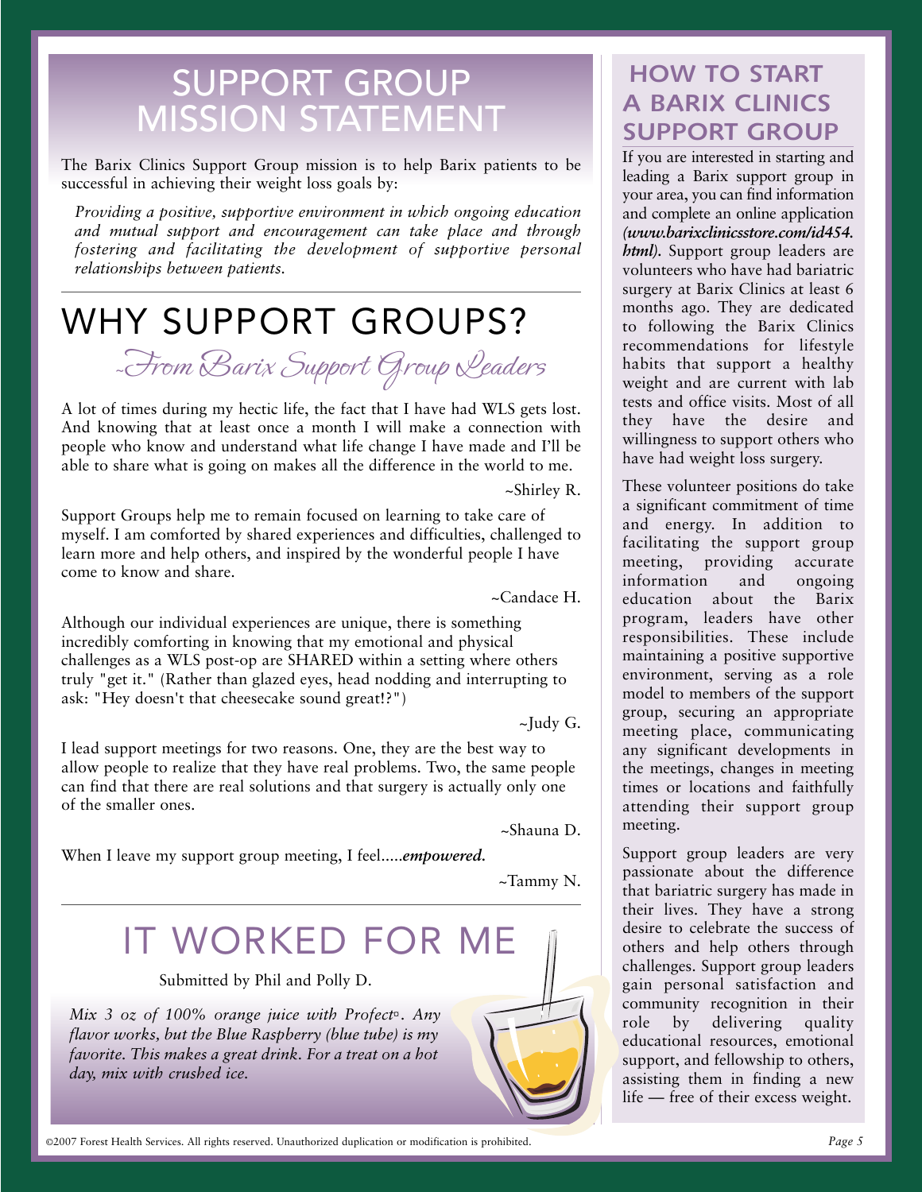# SUPPORT GROUP MISSION STATEMENT

The Barix Clinics Support Group mission is to help Barix patients to be successful in achieving their weight loss goals by:

*Providing a positive, supportive environment in which ongoing education and mutual support and encouragement can take place and through fostering and facilitating the development of supportive personal relationships between patients.*

# WHY SUPPORT GROUPS?

## ~From Barix Support Group Leaders

A lot of times during my hectic life, the fact that I have had WLS gets lost. And knowing that at least once a month I will make a connection with people who know and understand what life change I have made and I'll be able to share what is going on makes all the difference in the world to me.

~Shirley R.

Support Groups help me to remain focused on learning to take care of myself. I am comforted by shared experiences and difficulties, challenged to learn more and help others, and inspired by the wonderful people I have come to know and share.

~Candace H.

Although our individual experiences are unique, there is something incredibly comforting in knowing that my emotional and physical challenges as a WLS post-op are SHARED within a setting where others truly "get it." (Rather than glazed eyes, head nodding and interrupting to ask: "Hey doesn't that cheesecake sound great!?")

~Judy G.

I lead support meetings for two reasons. One, they are the best way to allow people to realize that they have real problems. Two, the same people can find that there are real solutions and that surgery is actually only one of the smaller ones.

~Shauna D.

When I leave my support group meeting, I feel.....***empowered.***

~Tammy N.

# IT WORKED FOR ME

Submitted by Phil and Polly D.

*Mix 3 oz of 100% orange juice with Profect®. Any flavor works, but the Blue Raspberry (blue tube) is my favorite. This makes a great drink. For a treat on a hot day, mix with crushed ice.*

# HOW TO START A BARIX CLINICS SUPPORT GROUP

If you are interested in starting and leading a Barix support group in your area, you can find information and complete an online application ***(www.barixclinicsstore.com/id454.html)***. Support group leaders are volunteers who have had bariatric surgery at Barix Clinics at least 6 months ago. They are dedicated to following the Barix Clinics recommendations for lifestyle habits that support a healthy weight and are current with lab tests and office visits. Most of all they have the desire and willingness to support others who have had weight loss surgery.

These volunteer positions do take a significant commitment of time and energy. In addition to facilitating the support group meeting, providing accurate information and ongoing education about the Barix program, leaders have other responsibilities. These include maintaining a positive supportive environment, serving as a role model to members of the support group, securing an appropriate meeting place, communicating any significant developments in the meetings, changes in meeting times or locations and faithfully attending their support group meeting.

Support group leaders are very passionate about the difference that bariatric surgery has made in their lives. They have a strong desire to celebrate the success of others and help others through challenges. Support group leaders gain personal satisfaction and community recognition in their role by delivering quality educational resources, emotional support, and fellowship to others, assisting them in finding a new life — free of their excess weight.

©2007 Forest Health Services. All rights reserved. Unauthorized duplication or modification is prohibited.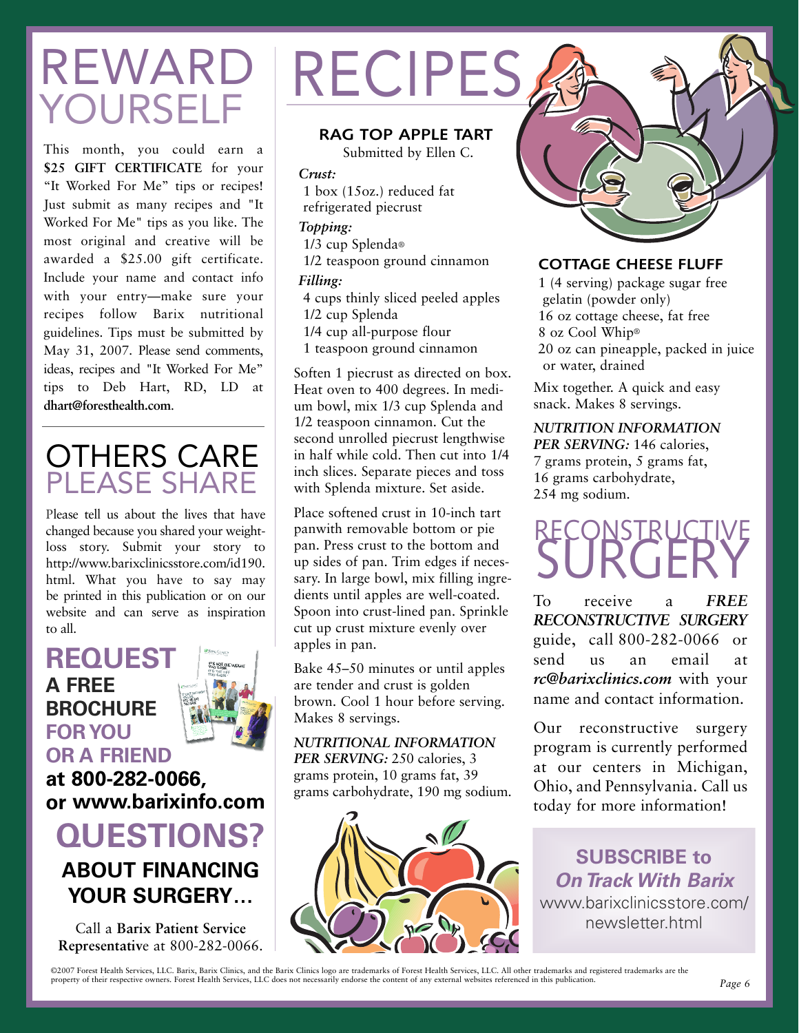# REWARD YOURSELF

This month, you could earn a **$25 GIFT CERTIFICATE** for your "It Worked For Me" tips or recipes! Just submit as many recipes and "It Worked For Me" tips as you like. The most original and creative will be awarded a $25.00 gift certificate. Include your name and contact info with your entry—make sure your recipes follow Barix nutritional guidelines. Tips must be submitted by May 31, 2007. Please send comments, ideas, recipes and "It Worked For Me" tips to Deb Hart, RD, LD at **dhart@foresthealth.com**.

# OTHERS CARE PLEASE SHARE

Please tell us about the lives that have changed because you shared your weight-loss story. Submit your story to http://www.barixclinicsstore.com/id190.html. What you have to say may be printed in this publication or on our website and can serve as inspiration to all.

## REQUEST A FREE BROCHURE FOR YOU OR A FRIEND at 800-282-0066, or www.barixinfo.com

## QUESTIONS? ABOUT FINANCING YOUR SURGERY…

Call a **Barix Patient Service Representative** at 800-282-0066.

# RECIPES

### RAG TOP APPLE TART

Submitted by Ellen C.

***Crust:***

1 box (15oz.) reduced fat refrigerated piecrust

***Topping:***

1/3 cup Splenda®
1/2 teaspoon ground cinnamon

***Filling:***

4 cups thinly sliced peeled apples
1/2 cup Splenda
1/4 cup all-purpose flour
1 teaspoon ground cinnamon

Soften 1 piecrust as directed on box. Heat oven to 400 degrees. In medium bowl, mix 1/3 cup Splenda and 1/2 teaspoon cinnamon. Cut the second unrolled piecrust lengthwise in half while cold. Then cut into 1/4 inch slices. Separate pieces and toss with Splenda mixture. Set aside.

Place softened crust in 10-inch tart panwith removable bottom or pie pan. Press crust to the bottom and up sides of pan. Trim edges if necessary. In large bowl, mix filling ingredients until apples are well-coated. Spoon into crust-lined pan. Sprinkle cut up crust mixture evenly over apples in pan.

Bake 45–50 minutes or until apples are tender and crust is golden brown. Cool 1 hour before serving. Makes 8 servings.

***NUTRITIONAL INFORMATION PER SERVING:*** 250 calories, 3 grams protein, 10 grams fat, 39 grams carbohydrate, 190 mg sodium.

### COTTAGE CHEESE FLUFF

1 (4 serving) package sugar free gelatin (powder only)
16 oz cottage cheese, fat free
8 oz Cool Whip®
20 oz can pineapple, packed in juice or water, drained

Mix together. A quick and easy snack. Makes 8 servings.

***NUTRITION INFORMATION PER SERVING:*** 146 calories, 7 grams protein, 5 grams fat, 16 grams carbohydrate, 254 mg sodium.

# RECONSTRUCTIVE SURGERY

To receive a ***FREE RECONSTRUCTIVE SURGERY*** guide, call 800-282-0066 or send us an email at ***rc@barixclinics.com*** with your name and contact information.

Our reconstructive surgery program is currently performed at our centers in Michigan, Ohio, and Pennsylvania. Call us today for more information!

**SUBSCRIBE to *On Track With Barix***
www.barixclinicsstore.com/newsletter.html

©2007 Forest Health Services, LLC. Barix, Barix Clinics, and the Barix Clinics logo are trademarks of Forest Health Services, LLC. All other trademarks and registered trademarks are the property of their respective owners. Forest Health Services, LLC does not necessarily endorse the content of any external websites referenced in this publication.